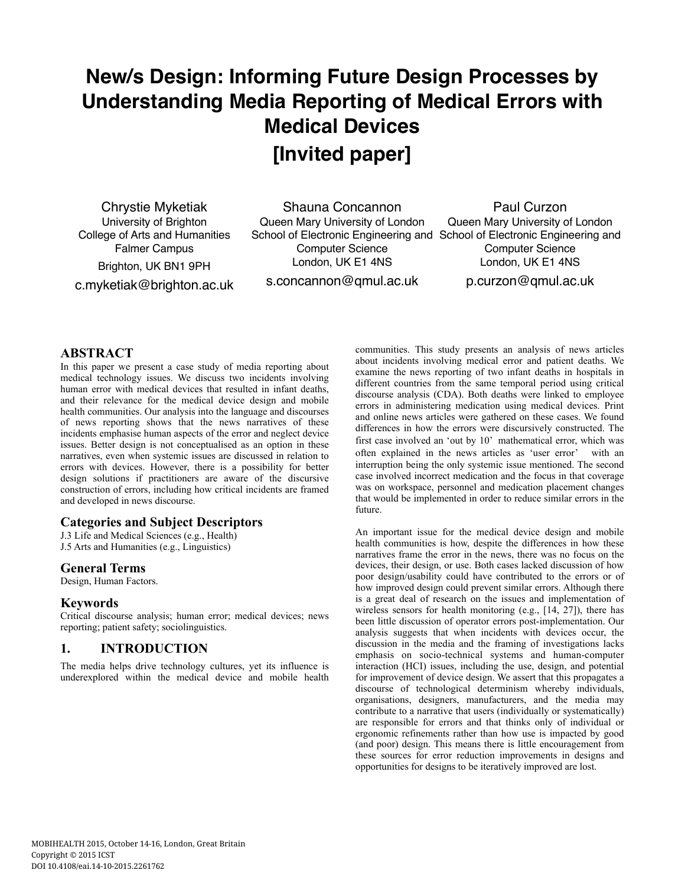# New/s Design: Informing Future Design Processes by Understanding Media Reporting of Medical Errors with Medical Devices

## [Invited paper]

Chrystie Myketiak
University of Brighton
College of Arts and Humanities
Falmer Campus
Brighton, UK BN1 9PH
c.myketiak@brighton.ac.uk

Shauna Concannon
Queen Mary University of London
School of Electronic Engineering and Computer Science
London, UK E1 4NS
s.concannon@qmul.ac.uk

Paul Curzon
Queen Mary University of London
School of Electronic Engineering and Computer Science
London, UK E1 4NS
p.curzon@qmul.ac.uk

## ABSTRACT

In this paper we present a case study of media reporting about medical technology issues. We discuss two incidents involving human error with medical devices that resulted in infant deaths, and their relevance for the medical device design and mobile health communities. Our analysis into the language and discourses of news reporting shows that the news narratives of these incidents emphasise human aspects of the error and neglect device issues. Better design is not conceptualised as an option in these narratives, even when systemic issues are discussed in relation to errors with devices. However, there is a possibility for better design solutions if practitioners are aware of the discursive construction of errors, including how critical incidents are framed and developed in news discourse.

### Categories and Subject Descriptors

J.3 Life and Medical Sciences (e.g., Health)
J.5 Arts and Humanities (e.g., Linguistics)

### General Terms

Design, Human Factors.

### Keywords

Critical discourse analysis; human error; medical devices; news reporting; patient safety; sociolinguistics.

## 1. INTRODUCTION

The media helps drive technology cultures, yet its influence is underexplored within the medical device and mobile health communities. This study presents an analysis of news articles about incidents involving medical error and patient deaths. We examine the news reporting of two infant deaths in hospitals in different countries from the same temporal period using critical discourse analysis (CDA). Both deaths were linked to employee errors in administering medication using medical devices. Print and online news articles were gathered on these cases. We found differences in how the errors were discursively constructed. The first case involved an 'out by 10' mathematical error, which was often explained in the news articles as 'user error' with an interruption being the only systemic issue mentioned. The second case involved incorrect medication and the focus in that coverage was on workspace, personnel and medication placement changes that would be implemented in order to reduce similar errors in the future.

An important issue for the medical device design and mobile health communities is how, despite the differences in how these narratives frame the error in the news, there was no focus on the devices, their design, or use. Both cases lacked discussion of how poor design/usability could have contributed to the errors or of how improved design could prevent similar errors. Although there is a great deal of research on the issues and implementation of wireless sensors for health monitoring (e.g., [14, 27]), there has been little discussion of operator errors post-implementation. Our analysis suggests that when incidents with devices occur, the discussion in the media and the framing of investigations lacks emphasis on socio-technical systems and human-computer interaction (HCI) issues, including the use, design, and potential for improvement of device design. We assert that this propagates a discourse of technological determinism whereby individuals, organisations, designers, manufacturers, and the media may contribute to a narrative that users (individually or systematically) are responsible for errors and that thinks only of individual or ergonomic refinements rather than how use is impacted by good (and poor) design. This means there is little encouragement from these sources for error reduction improvements in designs and opportunities for designs to be iteratively improved are lost.

MOBIHEALTH 2015, October 14-16, London, Great Britain
Copyright © 2015 ICST
DOI 10.4108/eai.14-10-2015.2261762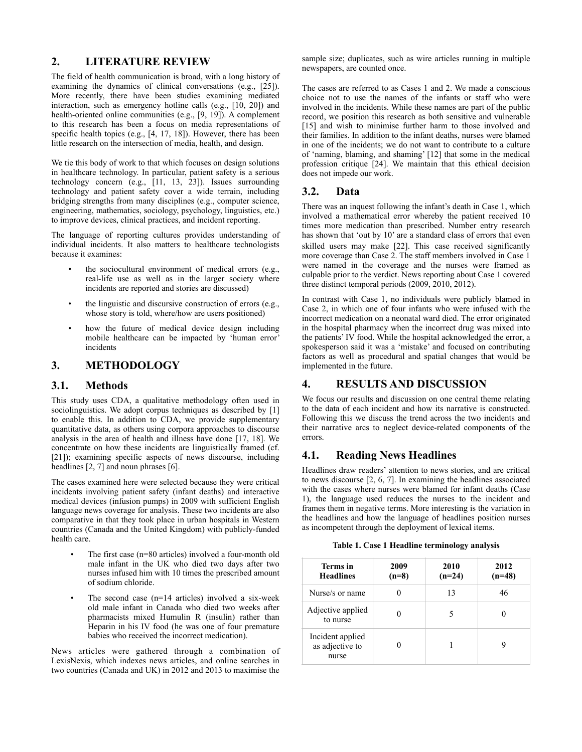## 2. LITERATURE REVIEW

The field of health communication is broad, with a long history of examining the dynamics of clinical conversations (e.g., [25]). More recently, there have been studies examining mediated interaction, such as emergency hotline calls (e.g., [10, 20]) and health-oriented online communities (e.g., [9, 19]). A complement to this research has been a focus on media representations of specific health topics (e.g., [4, 17, 18]). However, there has been little research on the intersection of media, health, and design.

We tie this body of work to that which focuses on design solutions in healthcare technology. In particular, patient safety is a serious technology concern (e.g., [11, 13, 23]). Issues surrounding technology and patient safety cover a wide terrain, including bridging strengths from many disciplines (e.g., computer science, engineering, mathematics, sociology, psychology, linguistics, etc.) to improve devices, clinical practices, and incident reporting.

The language of reporting cultures provides understanding of individual incidents. It also matters to healthcare technologists because it examines:

- the sociocultural environment of medical errors (e.g., real-life use as well as in the larger society where incidents are reported and stories are discussed)
- the linguistic and discursive construction of errors (e.g., whose story is told, where/how are users positioned)
- how the future of medical device design including mobile healthcare can be impacted by 'human error' incidents

## 3. METHODOLOGY

### 3.1. Methods

This study uses CDA, a qualitative methodology often used in sociolinguistics. We adopt corpus techniques as described by [1] to enable this. In addition to CDA, we provide supplementary quantitative data, as others using corpora approaches to discourse analysis in the area of health and illness have done [17, 18]. We concentrate on how these incidents are linguistically framed (cf. [21]); examining specific aspects of news discourse, including headlines [2, 7] and noun phrases [6].

The cases examined here were selected because they were critical incidents involving patient safety (infant deaths) and interactive medical devices (infusion pumps) in 2009 with sufficient English language news coverage for analysis. These two incidents are also comparative in that they took place in urban hospitals in Western countries (Canada and the United Kingdom) with publicly-funded health care.

- The first case (n=80 articles) involved a four-month old male infant in the UK who died two days after two nurses infused him with 10 times the prescribed amount of sodium chloride.
- The second case (n=14 articles) involved a six-week old male infant in Canada who died two weeks after pharmacists mixed Humulin R (insulin) rather than Heparin in his IV food (he was one of four premature babies who received the incorrect medication).

News articles were gathered through a combination of LexisNexis, which indexes news articles, and online searches in two countries (Canada and UK) in 2012 and 2013 to maximise the sample size; duplicates, such as wire articles running in multiple newspapers, are counted once.

The cases are referred to as Cases 1 and 2. We made a conscious choice not to use the names of the infants or staff who were involved in the incidents. While these names are part of the public record, we position this research as both sensitive and vulnerable [15] and wish to minimise further harm to those involved and their families. In addition to the infant deaths, nurses were blamed in one of the incidents; we do not want to contribute to a culture of 'naming, blaming, and shaming' [12] that some in the medical profession critique [24]. We maintain that this ethical decision does not impede our work.

### 3.2. Data

There was an inquest following the infant's death in Case 1, which involved a mathematical error whereby the patient received 10 times more medication than prescribed. Number entry research has shown that 'out by 10' are a standard class of errors that even skilled users may make [22]. This case received significantly more coverage than Case 2. The staff members involved in Case 1 were named in the coverage and the nurses were framed as culpable prior to the verdict. News reporting about Case 1 covered three distinct temporal periods (2009, 2010, 2012).

In contrast with Case 1, no individuals were publicly blamed in Case 2, in which one of four infants who were infused with the incorrect medication on a neonatal ward died. The error originated in the hospital pharmacy when the incorrect drug was mixed into the patients' IV food. While the hospital acknowledged the error, a spokesperson said it was a 'mistake' and focused on contributing factors as well as procedural and spatial changes that would be implemented in the future.

## 4. RESULTS AND DISCUSSION

We focus our results and discussion on one central theme relating to the data of each incident and how its narrative is constructed. Following this we discuss the trend across the two incidents and their narrative arcs to neglect device-related components of the errors.

### 4.1. Reading News Headlines

Headlines draw readers' attention to news stories, and are critical to news discourse [2, 6, 7]. In examining the headlines associated with the cases where nurses were blamed for infant deaths (Case 1), the language used reduces the nurses to the incident and frames them in negative terms. More interesting is the variation in the headlines and how the language of headlines position nurses as incompetent through the deployment of lexical items.

**Table 1. Case 1 Headline terminology analysis**

| Terms in Headlines | 2009 (n=8) | 2010 (n=24) | 2012 (n=48) |
|---|---|---|---|
| Nurse/s or name | 0 | 13 | 46 |
| Adjective applied to nurse | 0 | 5 | 0 |
| Incident applied as adjective to nurse | 0 | 1 | 9 |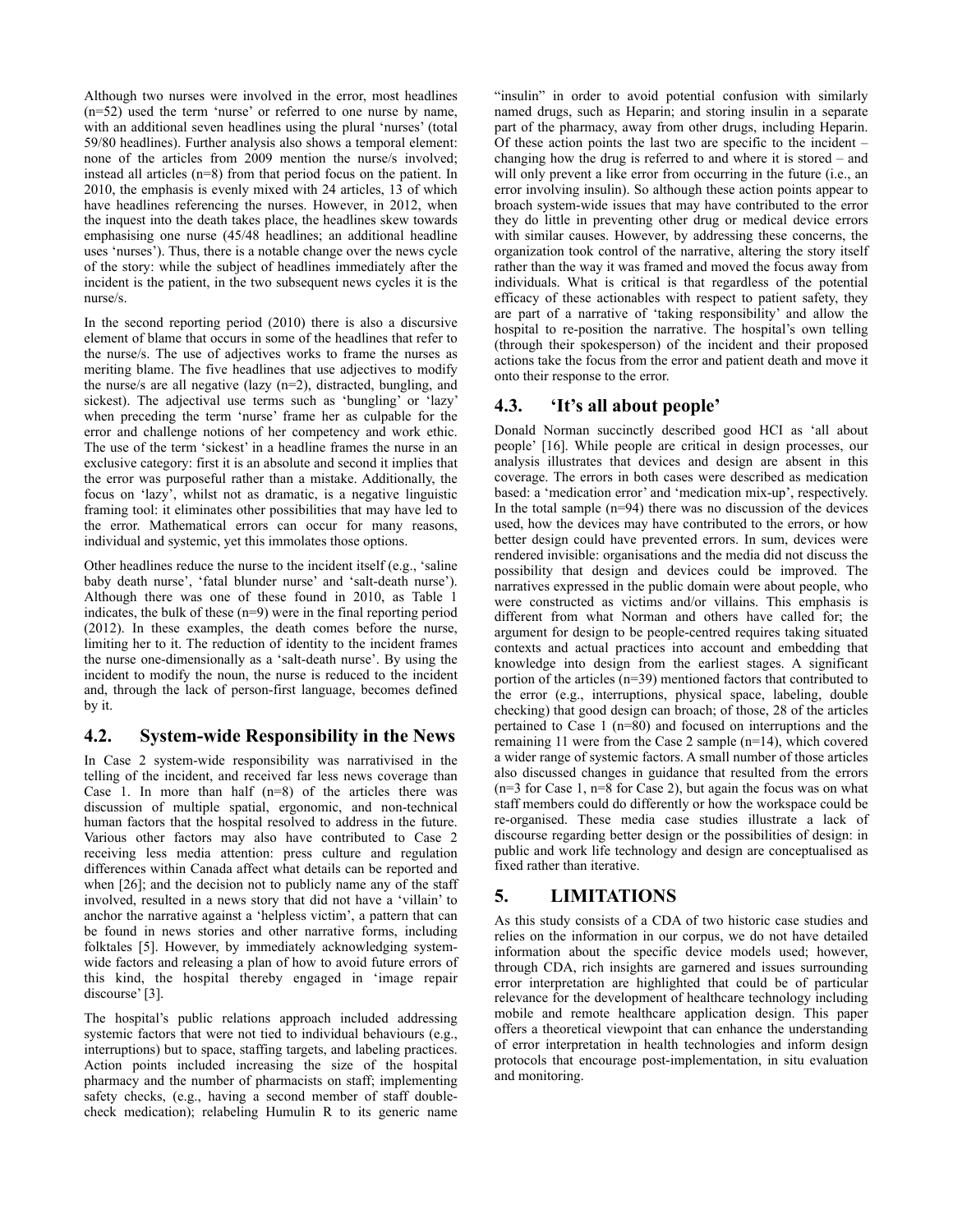Although two nurses were involved in the error, most headlines (n=52) used the term 'nurse' or referred to one nurse by name, with an additional seven headlines using the plural 'nurses' (total 59/80 headlines). Further analysis also shows a temporal element: none of the articles from 2009 mention the nurse/s involved; instead all articles (n=8) from that period focus on the patient. In 2010, the emphasis is evenly mixed with 24 articles, 13 of which have headlines referencing the nurses. However, in 2012, when the inquest into the death takes place, the headlines skew towards emphasising one nurse (45/48 headlines; an additional headline uses 'nurses'). Thus, there is a notable change over the news cycle of the story: while the subject of headlines immediately after the incident is the patient, in the two subsequent news cycles it is the nurse/s.

In the second reporting period (2010) there is also a discursive element of blame that occurs in some of the headlines that refer to the nurse/s. The use of adjectives works to frame the nurses as meriting blame. The five headlines that use adjectives to modify the nurse/s are all negative (lazy (n=2), distracted, bungling, and sickest). The adjectival use terms such as 'bungling' or 'lazy' when preceding the term 'nurse' frame her as culpable for the error and challenge notions of her competency and work ethic. The use of the term 'sickest' in a headline frames the nurse in an exclusive category: first it is an absolute and second it implies that the error was purposeful rather than a mistake. Additionally, the focus on 'lazy', whilst not as dramatic, is a negative linguistic framing tool: it eliminates other possibilities that may have led to the error. Mathematical errors can occur for many reasons, individual and systemic, yet this immolates those options.

Other headlines reduce the nurse to the incident itself (e.g., 'saline baby death nurse', 'fatal blunder nurse' and 'salt-death nurse'). Although there was one of these found in 2010, as Table 1 indicates, the bulk of these (n=9) were in the final reporting period (2012). In these examples, the death comes before the nurse, limiting her to it. The reduction of identity to the incident frames the nurse one-dimensionally as a 'salt-death nurse'. By using the incident to modify the noun, the nurse is reduced to the incident and, through the lack of person-first language, becomes defined by it.

## 4.2. System-wide Responsibility in the News

In Case 2 system-wide responsibility was narrativised in the telling of the incident, and received far less news coverage than Case 1. In more than half (n=8) of the articles there was discussion of multiple spatial, ergonomic, and non-technical human factors that the hospital resolved to address in the future. Various other factors may also have contributed to Case 2 receiving less media attention: press culture and regulation differences within Canada affect what details can be reported and when [26]; and the decision not to publicly name any of the staff involved, resulted in a news story that did not have a 'villain' to anchor the narrative against a 'helpless victim', a pattern that can be found in news stories and other narrative forms, including folktales [5]. However, by immediately acknowledging system-wide factors and releasing a plan of how to avoid future errors of this kind, the hospital thereby engaged in 'image repair discourse' [3].

The hospital's public relations approach included addressing systemic factors that were not tied to individual behaviours (e.g., interruptions) but to space, staffing targets, and labeling practices. Action points included increasing the size of the hospital pharmacy and the number of pharmacists on staff; implementing safety checks, (e.g., having a second member of staff double-check medication); relabeling Humulin R to its generic name "insulin" in order to avoid potential confusion with similarly named drugs, such as Heparin; and storing insulin in a separate part of the pharmacy, away from other drugs, including Heparin. Of these action points the last two are specific to the incident – changing how the drug is referred to and where it is stored – and will only prevent a like error from occurring in the future (i.e., an error involving insulin). So although these action points appear to broach system-wide issues that may have contributed to the error they do little in preventing other drug or medical device errors with similar causes. However, by addressing these concerns, the organization took control of the narrative, altering the story itself rather than the way it was framed and moved the focus away from individuals. What is critical is that regardless of the potential efficacy of these actionables with respect to patient safety, they are part of a narrative of 'taking responsibility' and allow the hospital to re-position the narrative. The hospital's own telling (through their spokesperson) of the incident and their proposed actions take the focus from the error and patient death and move it onto their response to the error.

## 4.3. 'It's all about people'

Donald Norman succinctly described good HCI as 'all about people' [16]. While people are critical in design processes, our analysis illustrates that devices and design are absent in this coverage. The errors in both cases were described as medication based: a 'medication error' and 'medication mix-up', respectively. In the total sample (n=94) there was no discussion of the devices used, how the devices may have contributed to the errors, or how better design could have prevented errors. In sum, devices were rendered invisible: organisations and the media did not discuss the possibility that design and devices could be improved. The narratives expressed in the public domain were about people, who were constructed as victims and/or villains. This emphasis is different from what Norman and others have called for; the argument for design to be people-centred requires taking situated contexts and actual practices into account and embedding that knowledge into design from the earliest stages. A significant portion of the articles (n=39) mentioned factors that contributed to the error (e.g., interruptions, physical space, labeling, double checking) that good design can broach; of those, 28 of the articles pertained to Case 1 (n=80) and focused on interruptions and the remaining 11 were from the Case 2 sample (n=14), which covered a wider range of systemic factors. A small number of those articles also discussed changes in guidance that resulted from the errors (n=3 for Case 1, n=8 for Case 2), but again the focus was on what staff members could do differently or how the workspace could be re-organised. These media case studies illustrate a lack of discourse regarding better design or the possibilities of design: in public and work life technology and design are conceptualised as fixed rather than iterative.

# 5. LIMITATIONS

As this study consists of a CDA of two historic case studies and relies on the information in our corpus, we do not have detailed information about the specific device models used; however, through CDA, rich insights are garnered and issues surrounding error interpretation are highlighted that could be of particular relevance for the development of healthcare technology including mobile and remote healthcare application design. This paper offers a theoretical viewpoint that can enhance the understanding of error interpretation in health technologies and inform design protocols that encourage post-implementation, in situ evaluation and monitoring.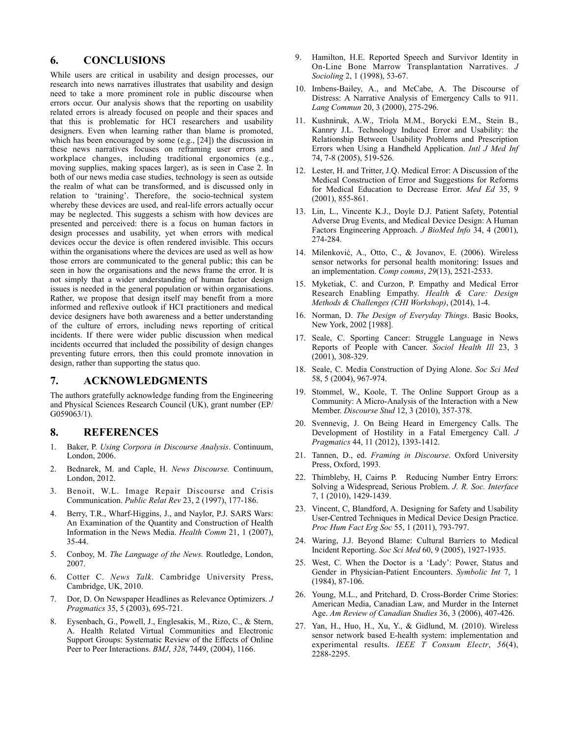## 6. CONCLUSIONS

While users are critical in usability and design processes, our research into news narratives illustrates that usability and design need to take a more prominent role in public discourse when errors occur. Our analysis shows that the reporting on usability related errors is already focused on people and their spaces and that this is problematic for HCI researchers and usability designers. Even when learning rather than blame is promoted, which has been encouraged by some (e.g., [24]) the discussion in these news narratives focuses on reframing user errors and workplace changes, including traditional ergonomics (e.g., moving supplies, making spaces larger), as is seen in Case 2. In both of our news media case studies, technology is seen as outside the realm of what can be transformed, and is discussed only in relation to 'training'. Therefore, the socio-technical system whereby these devices are used, and real-life errors actually occur may be neglected. This suggests a schism with how devices are presented and perceived: there is a focus on human factors in design processes and usability, yet when errors with medical devices occur the device is often rendered invisible. This occurs within the organisations where the devices are used as well as how those errors are communicated to the general public; this can be seen in how the organisations and the news frame the error. It is not simply that a wider understanding of human factor design issues is needed in the general population or within organisations. Rather, we propose that design itself may benefit from a more informed and reflexive outlook if HCI practitioners and medical device designers have both awareness and a better understanding of the culture of errors, including news reporting of critical incidents. If there were wider public discussion when medical incidents occurred that included the possibility of design changes preventing future errors, then this could promote innovation in design, rather than supporting the status quo.

## 7. ACKNOWLEDGMENTS

The authors gratefully acknowledge funding from the Engineering and Physical Sciences Research Council (UK), grant number (EP/G059063/1).

## 8. REFERENCES

1. Baker, P. *Using Corpora in Discourse Analysis*. Continuum, London, 2006.
2. Bednarek, M. and Caple, H. *News Discourse.* Continuum, London, 2012.
3. Benoit, W.L. Image Repair Discourse and Crisis Communication. *Public Relat Rev* 23, 2 (1997), 177-186.
4. Berry, T.R., Wharf-Higgins, J., and Naylor, P.J. SARS Wars: An Examination of the Quantity and Construction of Health Information in the News Media. *Health Comm* 21, 1 (2007), 35-44.
5. Conboy, M. *The Language of the News.* Routledge, London, 2007.
6. Cotter C. *News Talk*. Cambridge University Press, Cambridge, UK, 2010.
7. Dor, D. On Newspaper Headlines as Relevance Optimizers. *J Pragmatics* 35, 5 (2003), 695-721.
8. Eysenbach, G., Powell, J., Englesakis, M., Rizo, C., & Stern, A. Health Related Virtual Communities and Electronic Support Groups: Systematic Review of the Effects of Online Peer to Peer Interactions. *BMJ*, *328*, 7449, (2004), 1166.
9. Hamilton, H.E. Reported Speech and Survivor Identity in On-Line Bone Marrow Transplantation Narratives. *J Socioling* 2, 1 (1998), 53-67.
10. Imbens-Bailey, A., and McCabe, A. The Discourse of Distress: A Narrative Analysis of Emergency Calls to 911. *Lang Commun* 20, 3 (2000), 275-296.
11. Kushniruk, A.W., Triola M.M., Borycki E.M., Stein B., Kannry J.L. Technology Induced Error and Usability: the Relationship Between Usability Problems and Prescription Errors when Using a Handheld Application. *Intl J Med Inf* 74, 7-8 (2005), 519-526.
12. Lester, H. and Tritter, J.Q. Medical Error: A Discussion of the Medical Construction of Error and Suggestions for Reforms for Medical Education to Decrease Error. *Med Ed* 35, 9 (2001), 855-861.
13. Lin, L., Vincente K.J., Doyle D.J. Patient Safety, Potential Adverse Drug Events, and Medical Device Design: A Human Factors Engineering Approach. *J BioMed Info* 34, 4 (2001), 274-284.
14. Milenković, A., Otto, C., & Jovanov, E. (2006). Wireless sensor networks for personal health monitoring: Issues and an implementation. *Comp comms*, *29*(13), 2521-2533.
15. Myketiak, C. and Curzon, P. Empathy and Medical Error Research Enabling Empathy. *Health & Care: Design Methods & Challenges (CHI Workshop)*, (2014), 1-4.
16. Norman, D. *The Design of Everyday Things*. Basic Books, New York, 2002 [1988].
17. Seale, C. Sporting Cancer: Struggle Language in News Reports of People with Cancer. *Sociol Health Ill* 23, 3 (2001), 308-329.
18. Seale, C. Media Construction of Dying Alone. *Soc Sci Med* 58, 5 (2004), 967-974.
19. Stommel, W., Koole, T. The Online Support Group as a Community: A Micro-Analysis of the Interaction with a New Member. *Discourse Stud* 12, 3 (2010), 357-378.
20. Svennevig, J. On Being Heard in Emergency Calls. The Development of Hostility in a Fatal Emergency Call. *J Pragmatics* 44, 11 (2012), 1393-1412.
21. Tannen, D., ed. *Framing in Discourse*. Oxford University Press, Oxford, 1993.
22. Thimbleby, H, Cairns P. Reducing Number Entry Errors: Solving a Widespread, Serious Problem. *J. R. Soc. Interface* 7, 1 (2010), 1429-1439.
23. Vincent, C, Blandford, A. Designing for Safety and Usability User-Centred Techniques in Medical Device Design Practice. *Proc Hum Fact Erg Soc* 55, 1 (2011), 793-797.
24. Waring, J.J. Beyond Blame: Cultural Barriers to Medical Incident Reporting. *Soc Sci Med* 60, 9 (2005), 1927-1935.
25. West, C. When the Doctor is a 'Lady': Power, Status and Gender in Physician-Patient Encounters. *Symbolic Int* 7, 1 (1984), 87-106.
26. Young, M.L., and Pritchard, D. Cross-Border Crime Stories: American Media, Canadian Law, and Murder in the Internet Age. *Am Review of Canadian Studies* 36, 3 (2006), 407-426.
27. Yan, H., Huo, H., Xu, Y., & Gidlund, M. (2010). Wireless sensor network based E-health system: implementation and experimental results. *IEEE T Consum Electr*, *56*(4), 2288-2295.